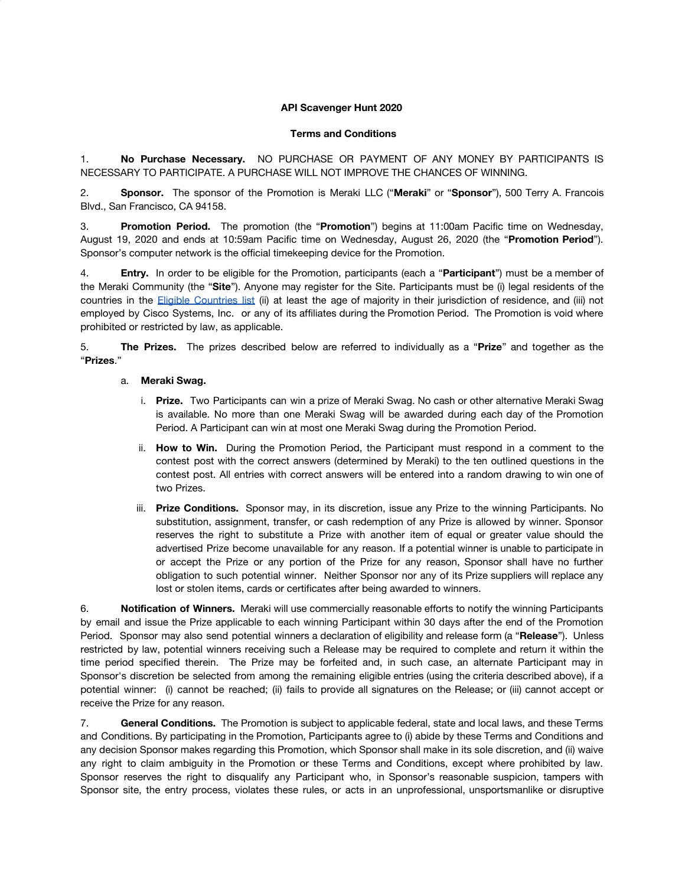**API Scavenger Hunt 2020**

**Terms and Conditions**

1. **No Purchase Necessary.** NO PURCHASE OR PAYMENT OF ANY MONEY BY PARTICIPANTS IS NECESSARY TO PARTICIPATE. A PURCHASE WILL NOT IMPROVE THE CHANCES OF WINNING.

2. **Sponsor.** The sponsor of the Promotion is Meraki LLC ("**Meraki**" or "**Sponsor**"), 500 Terry A. Francois Blvd., San Francisco, CA 94158.

3. **Promotion Period.** The promotion (the "**Promotion**") begins at 11:00am Pacific time on Wednesday, August 19, 2020 and ends at 10:59am Pacific time on Wednesday, August 26, 2020 (the "**Promotion Period**"). Sponsor's computer network is the official timekeeping device for the Promotion.

4. **Entry.** In order to be eligible for the Promotion, participants (each a "**Participant**") must be a member of the Meraki Community (the "**Site**"). Anyone may register for the Site. Participants must be (i) legal residents of the countries in the Eligible Countries list (ii) at least the age of majority in their jurisdiction of residence, and (iii) not employed by Cisco Systems, Inc. or any of its affiliates during the Promotion Period. The Promotion is void where prohibited or restricted by law, as applicable.

5. **The Prizes.** The prizes described below are referred to individually as a "**Prize**" and together as the "**Prizes**."

   a. **Meraki Swag.**

      i. **Prize.** Two Participants can win a prize of Meraki Swag. No cash or other alternative Meraki Swag is available. No more than one Meraki Swag will be awarded during each day of the Promotion Period. A Participant can win at most one Meraki Swag during the Promotion Period.

      ii. **How to Win.** During the Promotion Period, the Participant must respond in a comment to the contest post with the correct answers (determined by Meraki) to the ten outlined questions in the contest post. All entries with correct answers will be entered into a random drawing to win one of two Prizes.

      iii. **Prize Conditions.** Sponsor may, in its discretion, issue any Prize to the winning Participants. No substitution, assignment, transfer, or cash redemption of any Prize is allowed by winner. Sponsor reserves the right to substitute a Prize with another item of equal or greater value should the advertised Prize become unavailable for any reason. If a potential winner is unable to participate in or accept the Prize or any portion of the Prize for any reason, Sponsor shall have no further obligation to such potential winner. Neither Sponsor nor any of its Prize suppliers will replace any lost or stolen items, cards or certificates after being awarded to winners.

6. **Notification of Winners.** Meraki will use commercially reasonable efforts to notify the winning Participants by email and issue the Prize applicable to each winning Participant within 30 days after the end of the Promotion Period. Sponsor may also send potential winners a declaration of eligibility and release form (a "**Release**"). Unless restricted by law, potential winners receiving such a Release may be required to complete and return it within the time period specified therein. The Prize may be forfeited and, in such case, an alternate Participant may in Sponsor's discretion be selected from among the remaining eligible entries (using the criteria described above), if a potential winner: (i) cannot be reached; (ii) fails to provide all signatures on the Release; or (iii) cannot accept or receive the Prize for any reason.

7. **General Conditions.** The Promotion is subject to applicable federal, state and local laws, and these Terms and Conditions. By participating in the Promotion, Participants agree to (i) abide by these Terms and Conditions and any decision Sponsor makes regarding this Promotion, which Sponsor shall make in its sole discretion, and (ii) waive any right to claim ambiguity in the Promotion or these Terms and Conditions, except where prohibited by law. Sponsor reserves the right to disqualify any Participant who, in Sponsor's reasonable suspicion, tampers with Sponsor site, the entry process, violates these rules, or acts in an unprofessional, unsportsmanlike or disruptive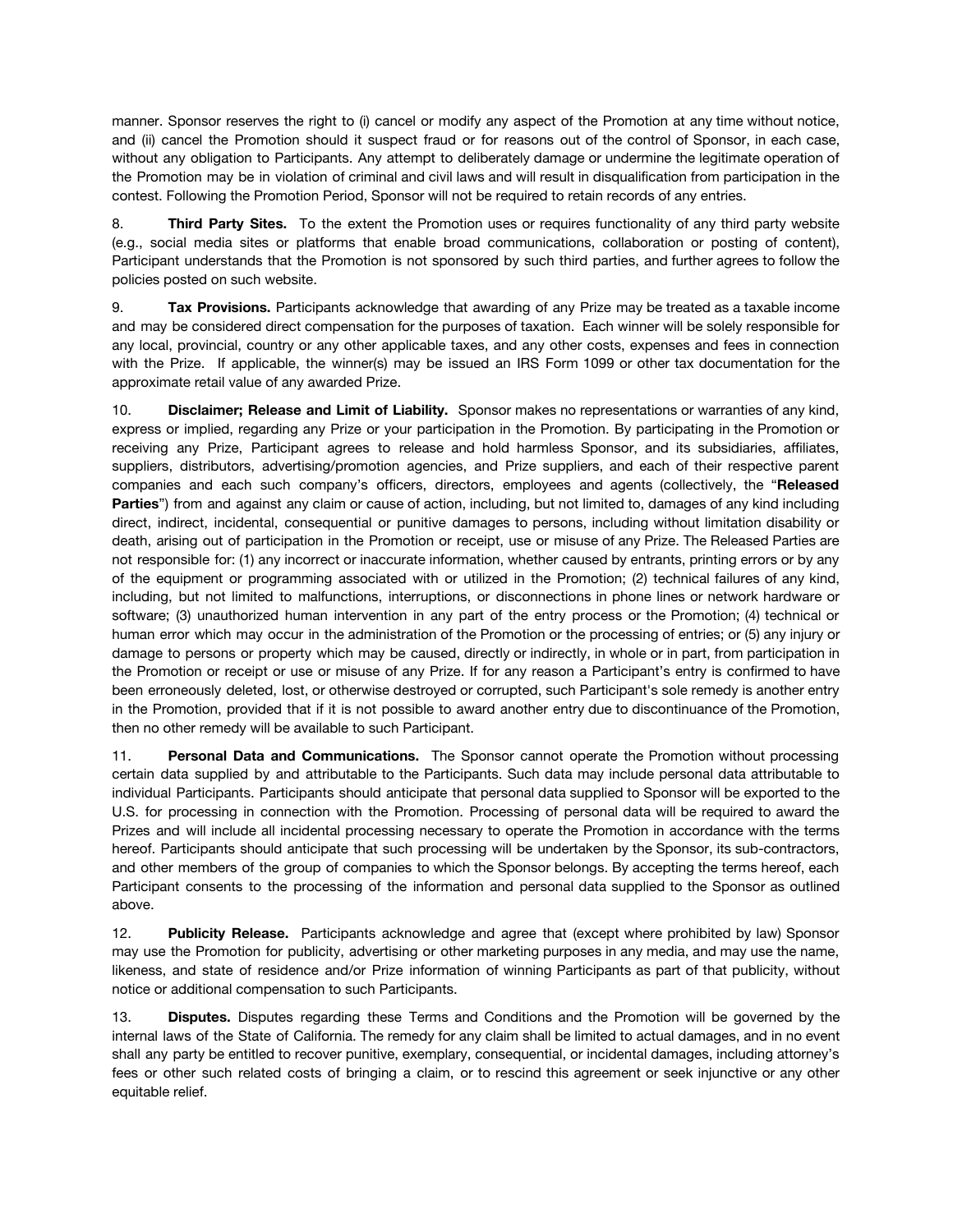manner. Sponsor reserves the right to (i) cancel or modify any aspect of the Promotion at any time without notice, and (ii) cancel the Promotion should it suspect fraud or for reasons out of the control of Sponsor, in each case, without any obligation to Participants. Any attempt to deliberately damage or undermine the legitimate operation of the Promotion may be in violation of criminal and civil laws and will result in disqualification from participation in the contest. Following the Promotion Period, Sponsor will not be required to retain records of any entries.

8. **Third Party Sites.** To the extent the Promotion uses or requires functionality of any third party website (e.g., social media sites or platforms that enable broad communications, collaboration or posting of content), Participant understands that the Promotion is not sponsored by such third parties, and further agrees to follow the policies posted on such website.

9. **Tax Provisions.** Participants acknowledge that awarding of any Prize may be treated as a taxable income and may be considered direct compensation for the purposes of taxation. Each winner will be solely responsible for any local, provincial, country or any other applicable taxes, and any other costs, expenses and fees in connection with the Prize. If applicable, the winner(s) may be issued an IRS Form 1099 or other tax documentation for the approximate retail value of any awarded Prize.

10. **Disclaimer; Release and Limit of Liability.** Sponsor makes no representations or warranties of any kind, express or implied, regarding any Prize or your participation in the Promotion. By participating in the Promotion or receiving any Prize, Participant agrees to release and hold harmless Sponsor, and its subsidiaries, affiliates, suppliers, distributors, advertising/promotion agencies, and Prize suppliers, and each of their respective parent companies and each such company's officers, directors, employees and agents (collectively, the "**Released Parties**") from and against any claim or cause of action, including, but not limited to, damages of any kind including direct, indirect, incidental, consequential or punitive damages to persons, including without limitation disability or death, arising out of participation in the Promotion or receipt, use or misuse of any Prize. The Released Parties are not responsible for: (1) any incorrect or inaccurate information, whether caused by entrants, printing errors or by any of the equipment or programming associated with or utilized in the Promotion; (2) technical failures of any kind, including, but not limited to malfunctions, interruptions, or disconnections in phone lines or network hardware or software; (3) unauthorized human intervention in any part of the entry process or the Promotion; (4) technical or human error which may occur in the administration of the Promotion or the processing of entries; or (5) any injury or damage to persons or property which may be caused, directly or indirectly, in whole or in part, from participation in the Promotion or receipt or use or misuse of any Prize. If for any reason a Participant's entry is confirmed to have been erroneously deleted, lost, or otherwise destroyed or corrupted, such Participant's sole remedy is another entry in the Promotion, provided that if it is not possible to award another entry due to discontinuance of the Promotion, then no other remedy will be available to such Participant.

11. **Personal Data and Communications.** The Sponsor cannot operate the Promotion without processing certain data supplied by and attributable to the Participants. Such data may include personal data attributable to individual Participants. Participants should anticipate that personal data supplied to Sponsor will be exported to the U.S. for processing in connection with the Promotion. Processing of personal data will be required to award the Prizes and will include all incidental processing necessary to operate the Promotion in accordance with the terms hereof. Participants should anticipate that such processing will be undertaken by the Sponsor, its sub-contractors, and other members of the group of companies to which the Sponsor belongs. By accepting the terms hereof, each Participant consents to the processing of the information and personal data supplied to the Sponsor as outlined above.

12. **Publicity Release.** Participants acknowledge and agree that (except where prohibited by law) Sponsor may use the Promotion for publicity, advertising or other marketing purposes in any media, and may use the name, likeness, and state of residence and/or Prize information of winning Participants as part of that publicity, without notice or additional compensation to such Participants.

13. **Disputes.** Disputes regarding these Terms and Conditions and the Promotion will be governed by the internal laws of the State of California. The remedy for any claim shall be limited to actual damages, and in no event shall any party be entitled to recover punitive, exemplary, consequential, or incidental damages, including attorney's fees or other such related costs of bringing a claim, or to rescind this agreement or seek injunctive or any other equitable relief.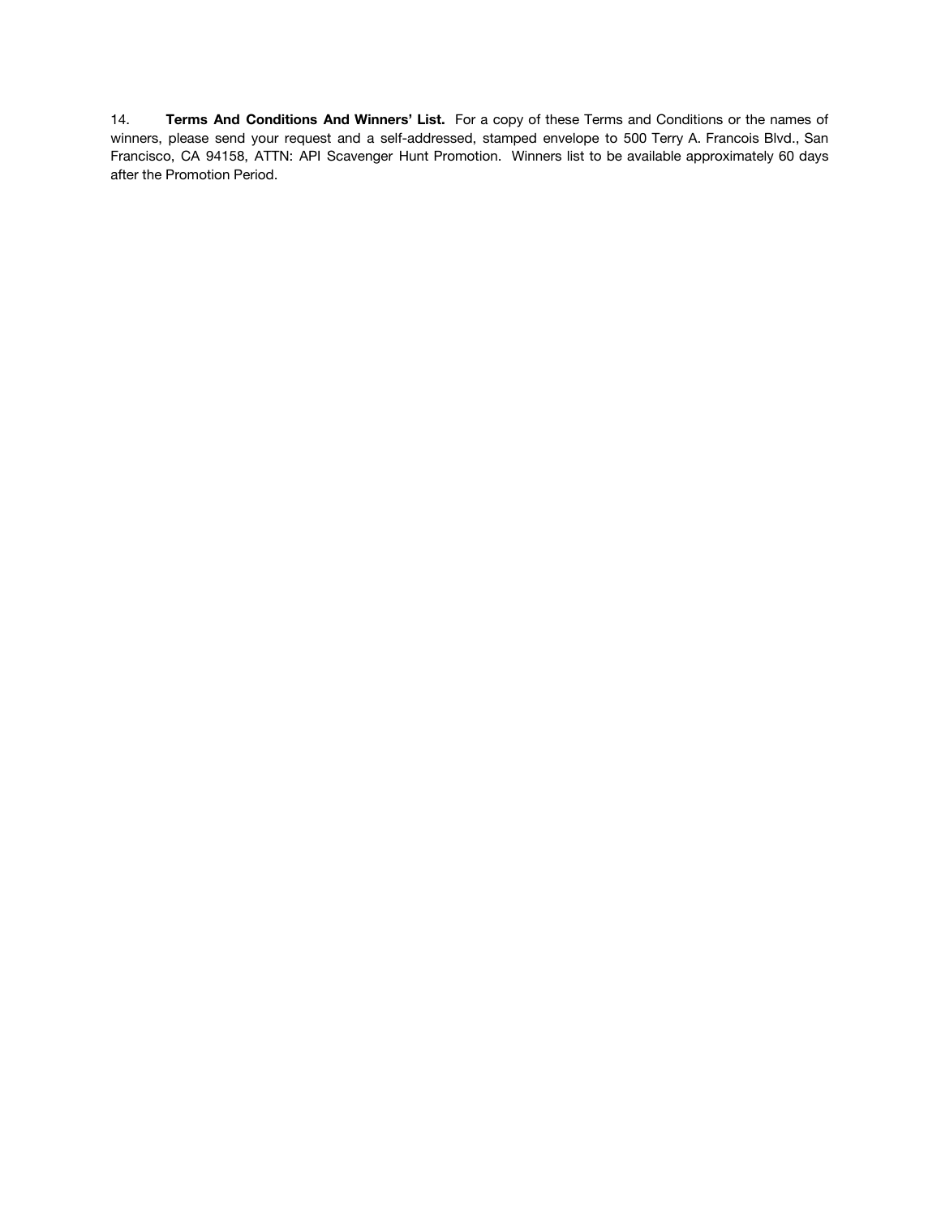14. **Terms And Conditions And Winners' List.** For a copy of these Terms and Conditions or the names of winners, please send your request and a self-addressed, stamped envelope to 500 Terry A. Francois Blvd., San Francisco, CA 94158, ATTN: API Scavenger Hunt Promotion. Winners list to be available approximately 60 days after the Promotion Period.